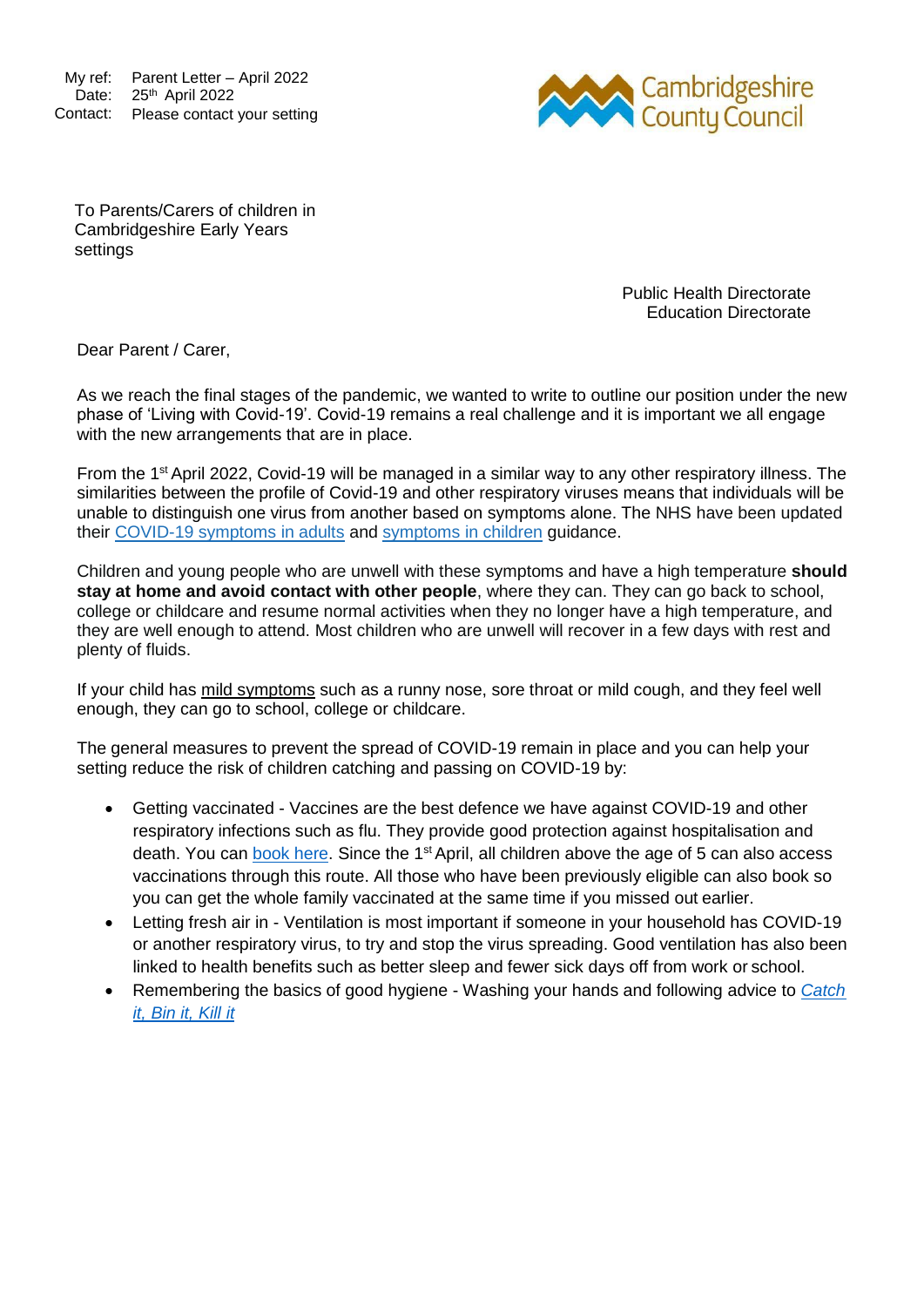My ref: Parent Letter – April 2022
Date: 25th April 2022
Contact: Please contact your setting

Cambridgeshire County Council

To Parents/Carers of children in Cambridgeshire Early Years settings

Public Health Directorate
Education Directorate

Dear Parent / Carer,

As we reach the final stages of the pandemic, we wanted to write to outline our position under the new phase of 'Living with Covid-19'. Covid-19 remains a real challenge and it is important we all engage with the new arrangements that are in place.

From the 1st April 2022, Covid-19 will be managed in a similar way to any other respiratory illness. The similarities between the profile of Covid-19 and other respiratory viruses means that individuals will be unable to distinguish one virus from another based on symptoms alone. The NHS have been updated their COVID-19 symptoms in adults and symptoms in children guidance.

Children and young people who are unwell with these symptoms and have a high temperature **should stay at home and avoid contact with other people**, where they can. They can go back to school, college or childcare and resume normal activities when they no longer have a high temperature, and they are well enough to attend. Most children who are unwell will recover in a few days with rest and plenty of fluids.

If your child has mild symptoms such as a runny nose, sore throat or mild cough, and they feel well enough, they can go to school, college or childcare.

The general measures to prevent the spread of COVID-19 remain in place and you can help your setting reduce the risk of children catching and passing on COVID-19 by:

- Getting vaccinated - Vaccines are the best defence we have against COVID-19 and other respiratory infections such as flu. They provide good protection against hospitalisation and death. You can book here. Since the 1st April, all children above the age of 5 can also access vaccinations through this route. All those who have been previously eligible can also book so you can get the whole family vaccinated at the same time if you missed out earlier.
- Letting fresh air in - Ventilation is most important if someone in your household has COVID-19 or another respiratory virus, to try and stop the virus spreading. Good ventilation has also been linked to health benefits such as better sleep and fewer sick days off from work or school.
- Remembering the basics of good hygiene - Washing your hands and following advice to *Catch it, Bin it, Kill it*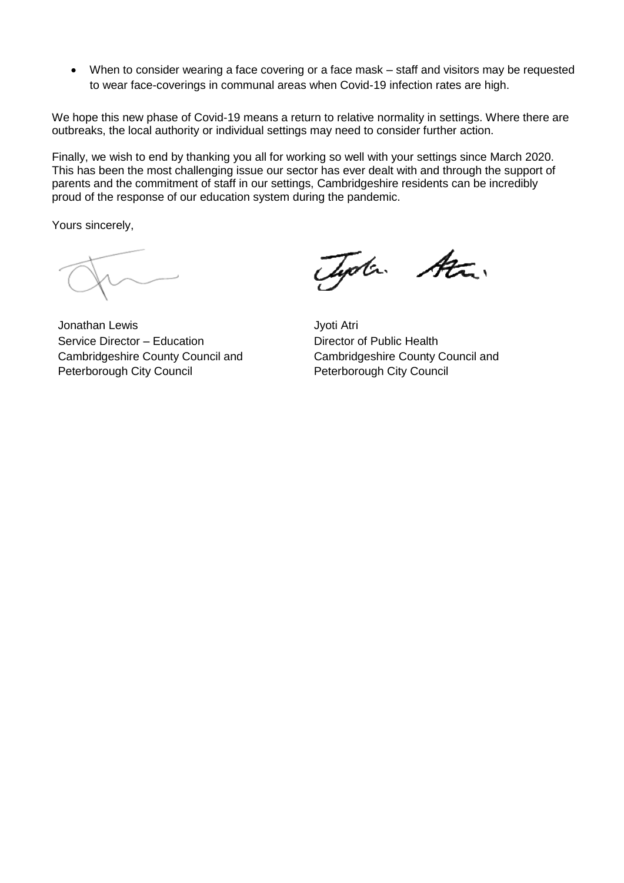- When to consider wearing a face covering or a face mask – staff and visitors may be requested to wear face-coverings in communal areas when Covid-19 infection rates are high.

We hope this new phase of Covid-19 means a return to relative normality in settings. Where there are outbreaks, the local authority or individual settings may need to consider further action.

Finally, we wish to end by thanking you all for working so well with your settings since March 2020. This has been the most challenging issue our sector has ever dealt with and through the support of parents and the commitment of staff in our settings, Cambridgeshire residents can be incredibly proud of the response of our education system during the pandemic.

Yours sincerely,

Jonathan Lewis
Service Director – Education
Cambridgeshire County Council and
Peterborough City Council

Jyoti Atri
Director of Public Health
Cambridgeshire County Council and
Peterborough City Council